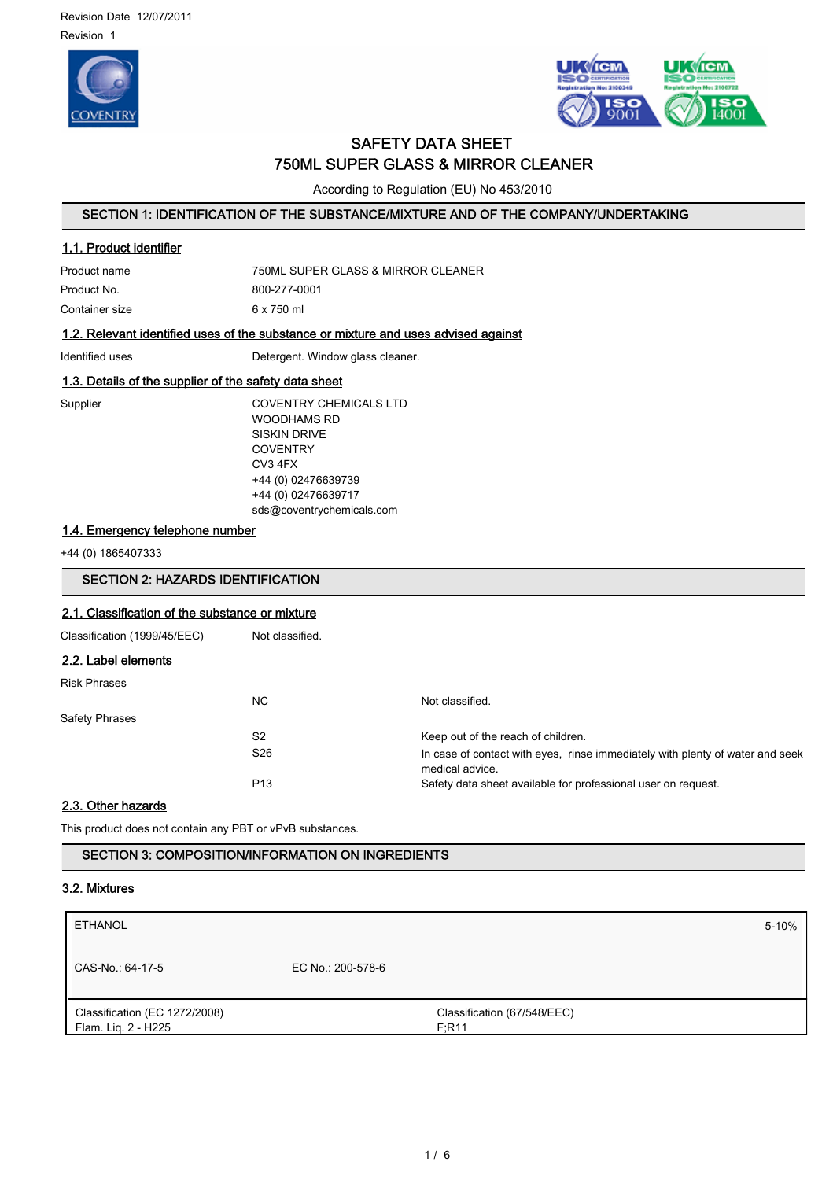Revision Date 12/07/2011

Revision 1

# SAFETY DATA SHEET
# 750ML SUPER GLASS & MIRROR CLEANER

According to Regulation (EU) No 453/2010

## SECTION 1: IDENTIFICATION OF THE SUBSTANCE/MIXTURE AND OF THE COMPANY/UNDERTAKING

### 1.1. Product identifier

| | |
|---|---|
| Product name | 750ML SUPER GLASS & MIRROR CLEANER |
| Product No. | 800-277-0001 |
| Container size | 6 x 750 ml |

### 1.2. Relevant identified uses of the substance or mixture and uses advised against

| | |
|---|---|
| Identified uses | Detergent. Window glass cleaner. |

### 1.3. Details of the supplier of the safety data sheet

Supplier

COVENTRY CHEMICALS LTD
WOODHAMS RD
SISKIN DRIVE
COVENTRY
CV3 4FX
+44 (0) 02476639739
+44 (0) 02476639717
sds@coventrychemicals.com

### 1.4. Emergency telephone number

+44 (0) 1865407333

## SECTION 2: HAZARDS IDENTIFICATION

### 2.1. Classification of the substance or mixture

| | |
|---|---|
| Classification (1999/45/EEC) | Not classified. |

### 2.2. Label elements

Risk Phrases

| | | |
|---|---|---|
| | NC | Not classified. |

Safety Phrases

| | | |
|---|---|---|
| | S2 | Keep out of the reach of children. |
| | S26 | In case of contact with eyes, rinse immediately with plenty of water and seek medical advice. |
| | P13 | Safety data sheet available for professional user on request. |

### 2.3. Other hazards

This product does not contain any PBT or vPvB substances.

## SECTION 3: COMPOSITION/INFORMATION ON INGREDIENTS

### 3.2. Mixtures

| ETHANOL | | 5-10% |
|---|---|---|
| CAS-No.: 64-17-5 | EC No.: 200-578-6 | |
| Classification (EC 1272/2008)<br>Flam. Liq. 2 - H225 | Classification (67/548/EEC)<br>F;R11 | |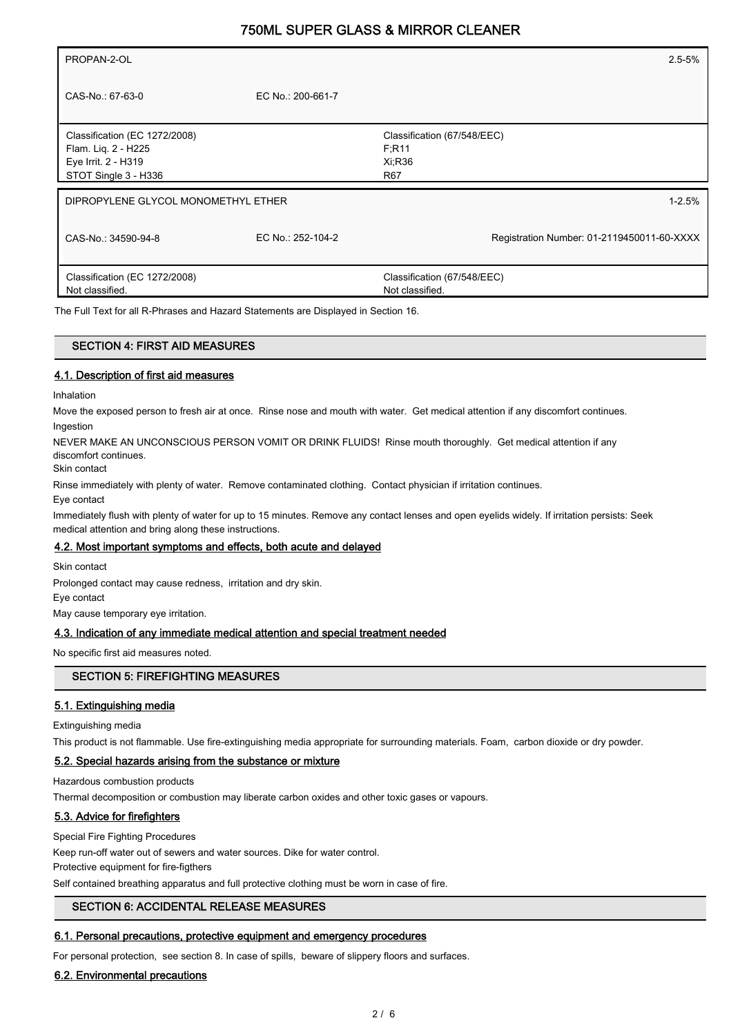| PROPAN-2-OL | | 2.5-5% |
|---|---|---|
| CAS-No.: 67-63-0 | EC No.: 200-661-7 | |
| Classification (EC 1272/2008)<br>Flam. Liq. 2 - H225<br>Eye Irrit. 2 - H319<br>STOT Single 3 - H336 | | Classification (67/548/EEC)<br>F;R11<br>Xi;R36<br>R67 |

| DIPROPYLENE GLYCOL MONOMETHYL ETHER | | 1-2.5% |
|---|---|---|
| CAS-No.: 34590-94-8 | EC No.: 252-104-2 | Registration Number: 01-2119450011-60-XXXX |
| Classification (EC 1272/2008)<br>Not classified. | | Classification (67/548/EEC)<br>Not classified. |

The Full Text for all R-Phrases and Hazard Statements are Displayed in Section 16.

## SECTION 4: FIRST AID MEASURES

### 4.1. Description of first aid measures

Inhalation

Move the exposed person to fresh air at once. Rinse nose and mouth with water. Get medical attention if any discomfort continues.

Ingestion

NEVER MAKE AN UNCONSCIOUS PERSON VOMIT OR DRINK FLUIDS! Rinse mouth thoroughly. Get medical attention if any discomfort continues.

Skin contact

Rinse immediately with plenty of water. Remove contaminated clothing. Contact physician if irritation continues.

Eye contact

Immediately flush with plenty of water for up to 15 minutes. Remove any contact lenses and open eyelids widely. If irritation persists: Seek medical attention and bring along these instructions.

### 4.2. Most important symptoms and effects, both acute and delayed

Skin contact

Prolonged contact may cause redness, irritation and dry skin.

Eye contact

May cause temporary eye irritation.

### 4.3. Indication of any immediate medical attention and special treatment needed

No specific first aid measures noted.

## SECTION 5: FIREFIGHTING MEASURES

### 5.1. Extinguishing media

Extinguishing media

This product is not flammable. Use fire-extinguishing media appropriate for surrounding materials. Foam, carbon dioxide or dry powder.

### 5.2. Special hazards arising from the substance or mixture

Hazardous combustion products

Thermal decomposition or combustion may liberate carbon oxides and other toxic gases or vapours.

### 5.3. Advice for firefighters

Special Fire Fighting Procedures

Keep run-off water out of sewers and water sources. Dike for water control.

Protective equipment for fire-figthers

Self contained breathing apparatus and full protective clothing must be worn in case of fire.

## SECTION 6: ACCIDENTAL RELEASE MEASURES

### 6.1. Personal precautions, protective equipment and emergency procedures

For personal protection, see section 8. In case of spills, beware of slippery floors and surfaces.

### 6.2. Environmental precautions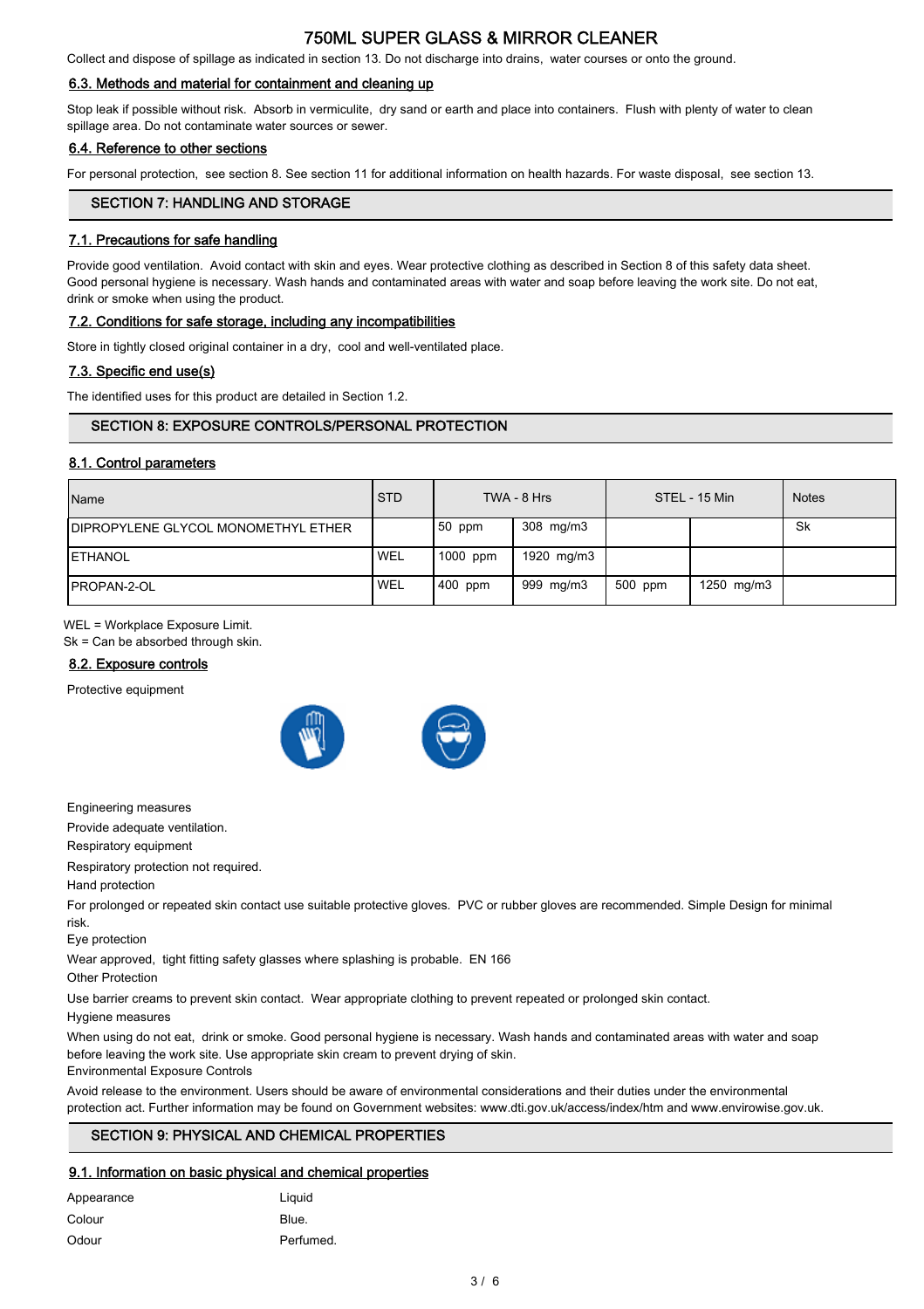Collect and dispose of spillage as indicated in section 13. Do not discharge into drains, water courses or onto the ground.

### 6.3. Methods and material for containment and cleaning up

Stop leak if possible without risk. Absorb in vermiculite, dry sand or earth and place into containers. Flush with plenty of water to clean spillage area. Do not contaminate water sources or sewer.

### 6.4. Reference to other sections

For personal protection, see section 8. See section 11 for additional information on health hazards. For waste disposal, see section 13.

## SECTION 7: HANDLING AND STORAGE

### 7.1. Precautions for safe handling

Provide good ventilation. Avoid contact with skin and eyes. Wear protective clothing as described in Section 8 of this safety data sheet. Good personal hygiene is necessary. Wash hands and contaminated areas with water and soap before leaving the work site. Do not eat, drink or smoke when using the product.

### 7.2. Conditions for safe storage, including any incompatibilities

Store in tightly closed original container in a dry, cool and well-ventilated place.

### 7.3. Specific end use(s)

The identified uses for this product are detailed in Section 1.2.

## SECTION 8: EXPOSURE CONTROLS/PERSONAL PROTECTION

### 8.1. Control parameters

| Name | STD | TWA - 8 Hrs | | STEL - 15 Min | | Notes |
|---|---|---|---|---|---|---|
| DIPROPYLENE GLYCOL MONOMETHYL ETHER | | 50 ppm | 308 mg/m3 | | | Sk |
| ETHANOL | WEL | 1000 ppm | 1920 mg/m3 | | | |
| PROPAN-2-OL | WEL | 400 ppm | 999 mg/m3 | 500 ppm | 1250 mg/m3 | |

WEL = Workplace Exposure Limit.
Sk = Can be absorbed through skin.

### 8.2. Exposure controls

Protective equipment

Engineering measures

Provide adequate ventilation.

Respiratory equipment

Respiratory protection not required.

Hand protection

For prolonged or repeated skin contact use suitable protective gloves. PVC or rubber gloves are recommended. Simple Design for minimal risk.

Eye protection

Wear approved, tight fitting safety glasses where splashing is probable. EN 166

Other Protection

Use barrier creams to prevent skin contact. Wear appropriate clothing to prevent repeated or prolonged skin contact.

Hygiene measures

When using do not eat, drink or smoke. Good personal hygiene is necessary. Wash hands and contaminated areas with water and soap before leaving the work site. Use appropriate skin cream to prevent drying of skin.

Environmental Exposure Controls

Avoid release to the environment. Users should be aware of environmental considerations and their duties under the environmental protection act. Further information may be found on Government websites: www.dti.gov.uk/access/index/htm and www.envirowise.gov.uk.

## SECTION 9: PHYSICAL AND CHEMICAL PROPERTIES

### 9.1. Information on basic physical and chemical properties

| | |
|---|---|
| Appearance | Liquid |
| Colour | Blue. |
| Odour | Perfumed. |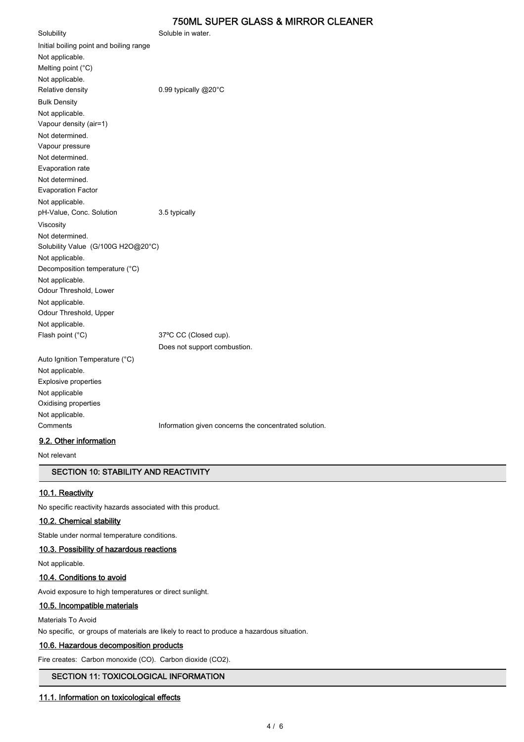| | |
|---|---|
| Solubility | Soluble in water. |
| Initial boiling point and boiling range | Not applicable. |
| Melting point (°C) | Not applicable. |
| Relative density | 0.99 typically @20°C |
| Bulk Density | Not applicable. |
| Vapour density (air=1) | Not determined. |
| Vapour pressure | Not determined. |
| Evaporation rate | Not determined. |
| Evaporation Factor | Not applicable. |
| pH-Value, Conc. Solution | 3.5 typically |
| Viscosity | Not determined. |
| Solubility Value (G/100G H2O@20°C) | Not applicable. |
| Decomposition temperature (°C) | Not applicable. |
| Odour Threshold, Lower | Not applicable. |
| Odour Threshold, Upper | Not applicable. |
| Flash point (°C) | 37ºC CC (Closed cup). Does not support combustion. |
| Auto Ignition Temperature (°C) | Not applicable. |
| Explosive properties | Not applicable |
| Oxidising properties | Not applicable. |
| Comments | Information given concerns the concentrated solution. |

### 9.2. Other information

Not relevant

## SECTION 10: STABILITY AND REACTIVITY

### 10.1. Reactivity

No specific reactivity hazards associated with this product.

### 10.2. Chemical stability

Stable under normal temperature conditions.

### 10.3. Possibility of hazardous reactions

Not applicable.

### 10.4. Conditions to avoid

Avoid exposure to high temperatures or direct sunlight.

### 10.5. Incompatible materials

Materials To Avoid

No specific, or groups of materials are likely to react to produce a hazardous situation.

### 10.6. Hazardous decomposition products

Fire creates: Carbon monoxide (CO). Carbon dioxide ($CO_2$).

## SECTION 11: TOXICOLOGICAL INFORMATION

### 11.1. Information on toxicological effects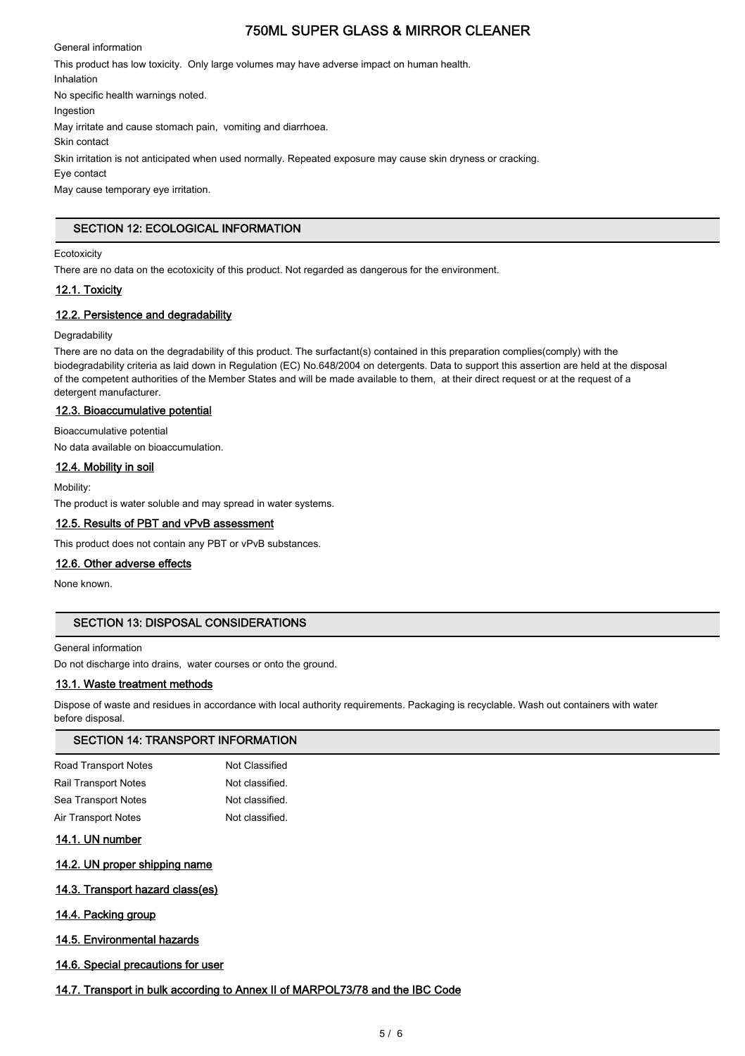General information

This product has low toxicity. Only large volumes may have adverse impact on human health.

Inhalation

No specific health warnings noted.

Ingestion

May irritate and cause stomach pain, vomiting and diarrhoea.

Skin contact

Skin irritation is not anticipated when used normally. Repeated exposure may cause skin dryness or cracking.

Eye contact

May cause temporary eye irritation.

## SECTION 12: ECOLOGICAL INFORMATION

Ecotoxicity

There are no data on the ecotoxicity of this product. Not regarded as dangerous for the environment.

### 12.1. Toxicity

### 12.2. Persistence and degradability

Degradability

There are no data on the degradability of this product. The surfactant(s) contained in this preparation complies(comply) with the biodegradability criteria as laid down in Regulation (EC) No.648/2004 on detergents. Data to support this assertion are held at the disposal of the competent authorities of the Member States and will be made available to them, at their direct request or at the request of a detergent manufacturer.

### 12.3. Bioaccumulative potential

Bioaccumulative potential

No data available on bioaccumulation.

### 12.4. Mobility in soil

Mobility:

The product is water soluble and may spread in water systems.

### 12.5. Results of PBT and vPvB assessment

This product does not contain any PBT or vPvB substances.

### 12.6. Other adverse effects

None known.

## SECTION 13: DISPOSAL CONSIDERATIONS

General information

Do not discharge into drains, water courses or onto the ground.

### 13.1. Waste treatment methods

Dispose of waste and residues in accordance with local authority requirements. Packaging is recyclable. Wash out containers with water before disposal.

## SECTION 14: TRANSPORT INFORMATION

| | |
|---|---|
| Road Transport Notes | Not Classified |
| Rail Transport Notes | Not classified. |
| Sea Transport Notes | Not classified. |
| Air Transport Notes | Not classified. |

### 14.1. UN number

### 14.2. UN proper shipping name

### 14.3. Transport hazard class(es)

### 14.4. Packing group

### 14.5. Environmental hazards

### 14.6. Special precautions for user

### 14.7. Transport in bulk according to Annex II of MARPOL73/78 and the IBC Code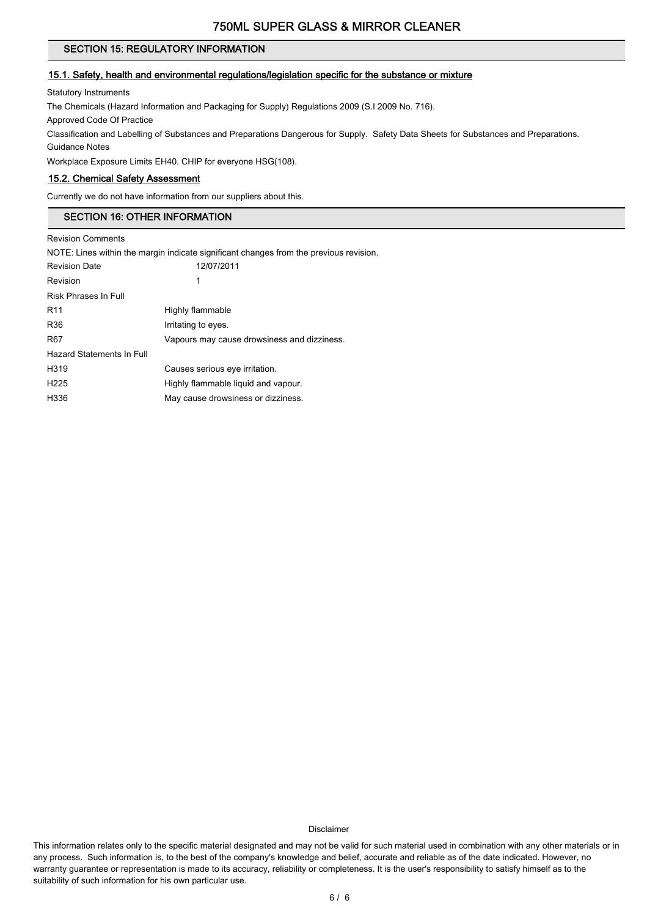## SECTION 15: REGULATORY INFORMATION

### 15.1. Safety, health and environmental regulations/legislation specific for the substance or mixture

Statutory Instruments

The Chemicals (Hazard Information and Packaging for Supply) Regulations 2009 (S.I 2009 No. 716).

Approved Code Of Practice

Classification and Labelling of Substances and Preparations Dangerous for Supply. Safety Data Sheets for Substances and Preparations.

Guidance Notes

Workplace Exposure Limits EH40. CHIP for everyone HSG(108).

### 15.2. Chemical Safety Assessment

Currently we do not have information from our suppliers about this.

## SECTION 16: OTHER INFORMATION

Revision Comments

NOTE: Lines within the margin indicate significant changes from the previous revision.

| | |
|---|---|
| Revision Date | 12/07/2011 |
| Revision | 1 |
| Risk Phrases In Full | |
| R11 | Highly flammable |
| R36 | Irritating to eyes. |
| R67 | Vapours may cause drowsiness and dizziness. |
| Hazard Statements In Full | |
| H319 | Causes serious eye irritation. |
| H225 | Highly flammable liquid and vapour. |
| H336 | May cause drowsiness or dizziness. |

Disclaimer

This information relates only to the specific material designated and may not be valid for such material used in combination with any other materials or in any process. Such information is, to the best of the company's knowledge and belief, accurate and reliable as of the date indicated. However, no warranty guarantee or representation is made to its accuracy, reliability or completeness. It is the user's responsibility to satisfy himself as to the suitability of such information for his own particular use.